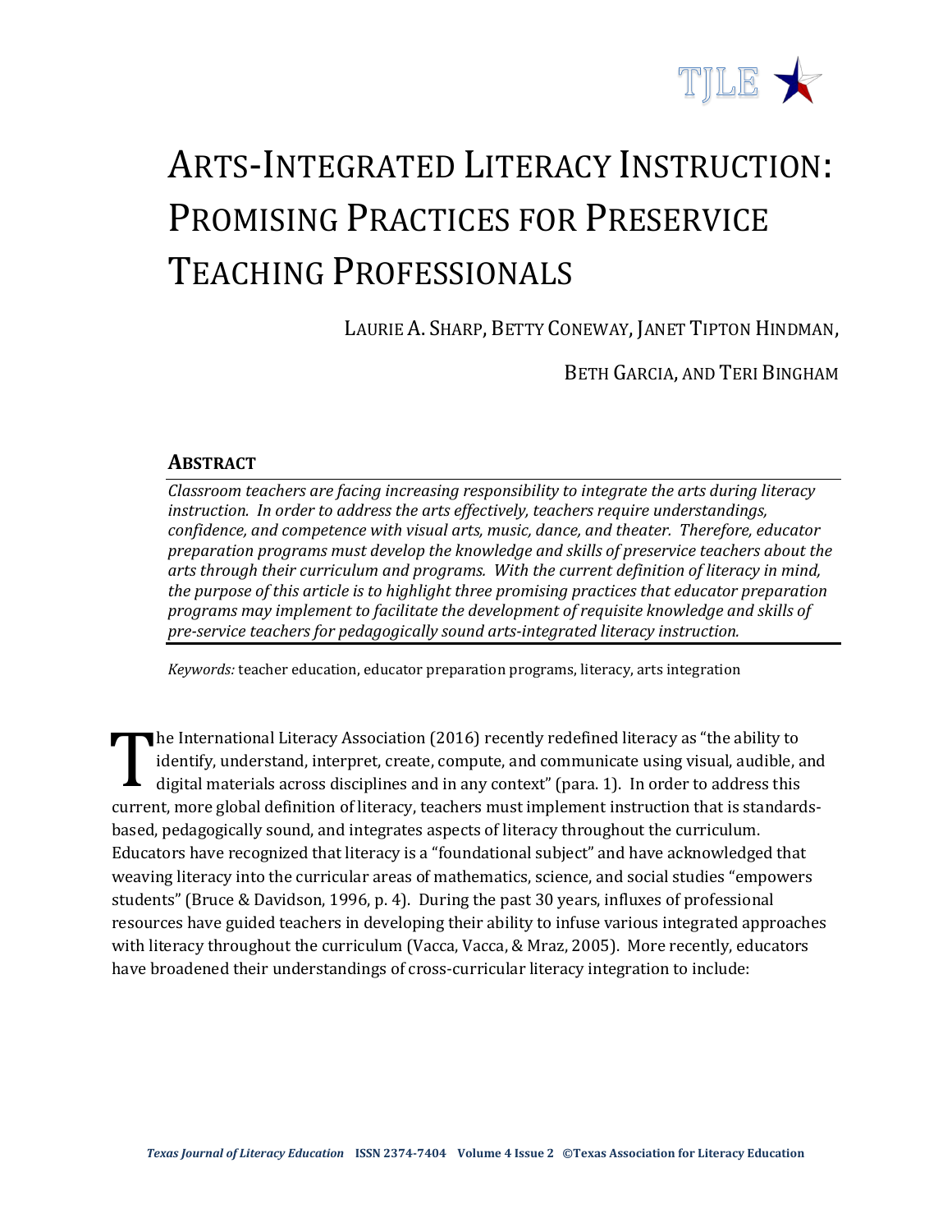# Arts-Integrated Literacy Instruction: Promising Practices for Preservice Teaching Professionals

Laurie A. Sharp, Betty Coneway, Janet Tipton Hindman, Beth Garcia, and Teri Bingham

## Abstract

*Classroom teachers are facing increasing responsibility to integrate the arts during literacy instruction. In order to address the arts effectively, teachers require understandings, confidence, and competence with visual arts, music, dance, and theater. Therefore, educator preparation programs must develop the knowledge and skills of preservice teachers about the arts through their curriculum and programs. With the current definition of literacy in mind, the purpose of this article is to highlight three promising practices that educator preparation programs may implement to facilitate the development of requisite knowledge and skills of pre-service teachers for pedagogically sound arts-integrated literacy instruction.*

*Keywords:* teacher education, educator preparation programs, literacy, arts integration

The International Literacy Association (2016) recently redefined literacy as "the ability to identify, understand, interpret, create, compute, and communicate using visual, audible, and digital materials across disciplines and in any context" (para. 1). In order to address this current, more global definition of literacy, teachers must implement instruction that is standards-based, pedagogically sound, and integrates aspects of literacy throughout the curriculum. Educators have recognized that literacy is a "foundational subject" and have acknowledged that weaving literacy into the curricular areas of mathematics, science, and social studies "empowers students" (Bruce & Davidson, 1996, p. 4). During the past 30 years, influxes of professional resources have guided teachers in developing their ability to infuse various integrated approaches with literacy throughout the curriculum (Vacca, Vacca, & Mraz, 2005). More recently, educators have broadened their understandings of cross-curricular literacy integration to include: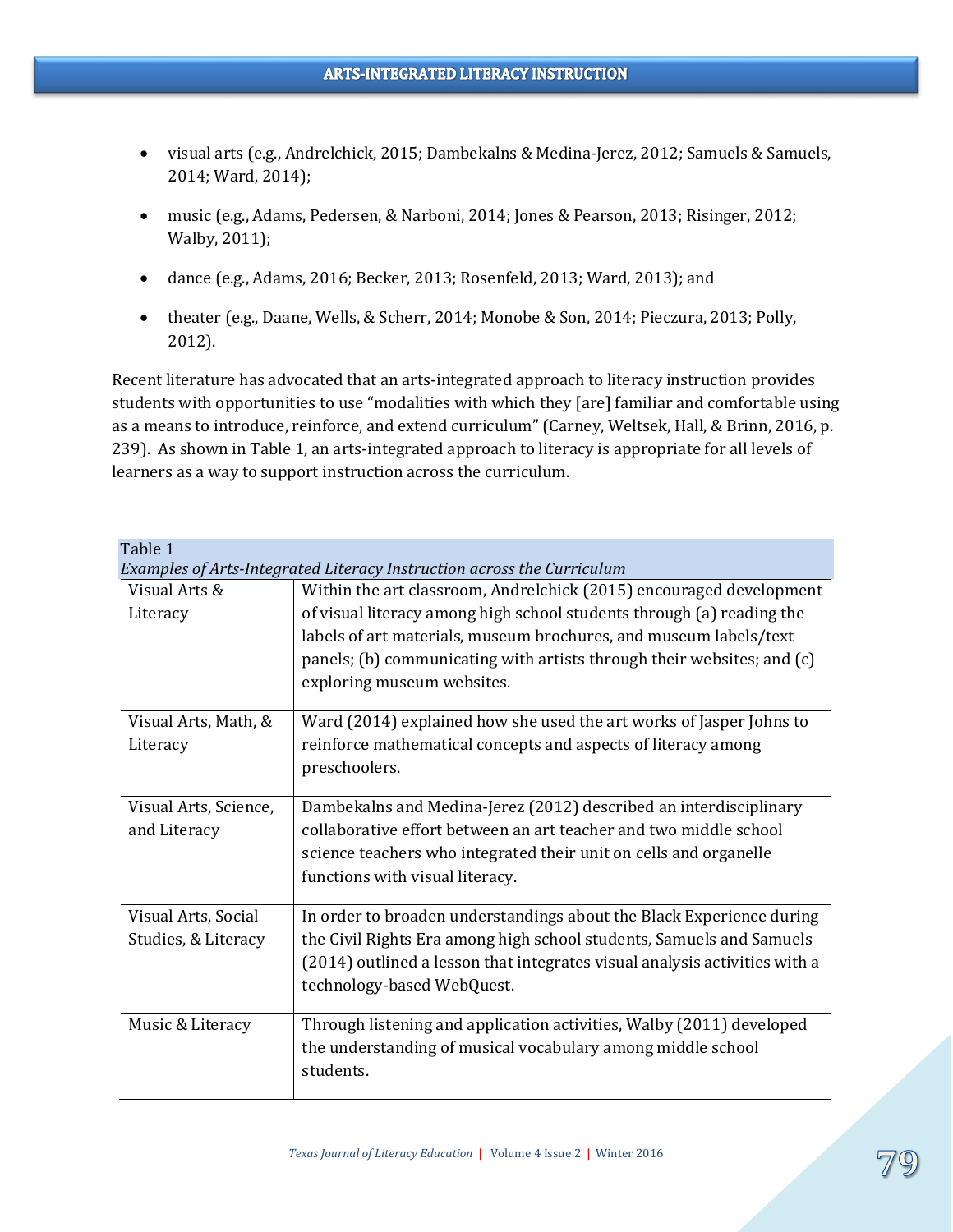- visual arts (e.g., Andrelchick, 2015; Dambekalns & Medina-Jerez, 2012; Samuels & Samuels, 2014; Ward, 2014);
- music (e.g., Adams, Pedersen, & Narboni, 2014; Jones & Pearson, 2013; Risinger, 2012; Walby, 2011);
- dance (e.g., Adams, 2016; Becker, 2013; Rosenfeld, 2013; Ward, 2013); and
- theater (e.g., Daane, Wells, & Scherr, 2014; Monobe & Son, 2014; Pieczura, 2013; Polly, 2012).

Recent literature has advocated that an arts-integrated approach to literacy instruction provides students with opportunities to use "modalities with which they [are] familiar and comfortable using as a means to introduce, reinforce, and extend curriculum" (Carney, Weltsek, Hall, & Brinn, 2016, p. 239). As shown in Table 1, an arts-integrated approach to literacy is appropriate for all levels of learners as a way to support instruction across the curriculum.

Table 1
*Examples of Arts-Integrated Literacy Instruction across the Curriculum*

| | |
|---|---|
| Visual Arts & Literacy | Within the art classroom, Andrelchick (2015) encouraged development of visual literacy among high school students through (a) reading the labels of art materials, museum brochures, and museum labels/text panels; (b) communicating with artists through their websites; and (c) exploring museum websites. |
| Visual Arts, Math, & Literacy | Ward (2014) explained how she used the art works of Jasper Johns to reinforce mathematical concepts and aspects of literacy among preschoolers. |
| Visual Arts, Science, and Literacy | Dambekalns and Medina-Jerez (2012) described an interdisciplinary collaborative effort between an art teacher and two middle school science teachers who integrated their unit on cells and organelle functions with visual literacy. |
| Visual Arts, Social Studies, & Literacy | In order to broaden understandings about the Black Experience during the Civil Rights Era among high school students, Samuels and Samuels (2014) outlined a lesson that integrates visual analysis activities with a technology-based WebQuest. |
| Music & Literacy | Through listening and application activities, Walby (2011) developed the understanding of musical vocabulary among middle school students. |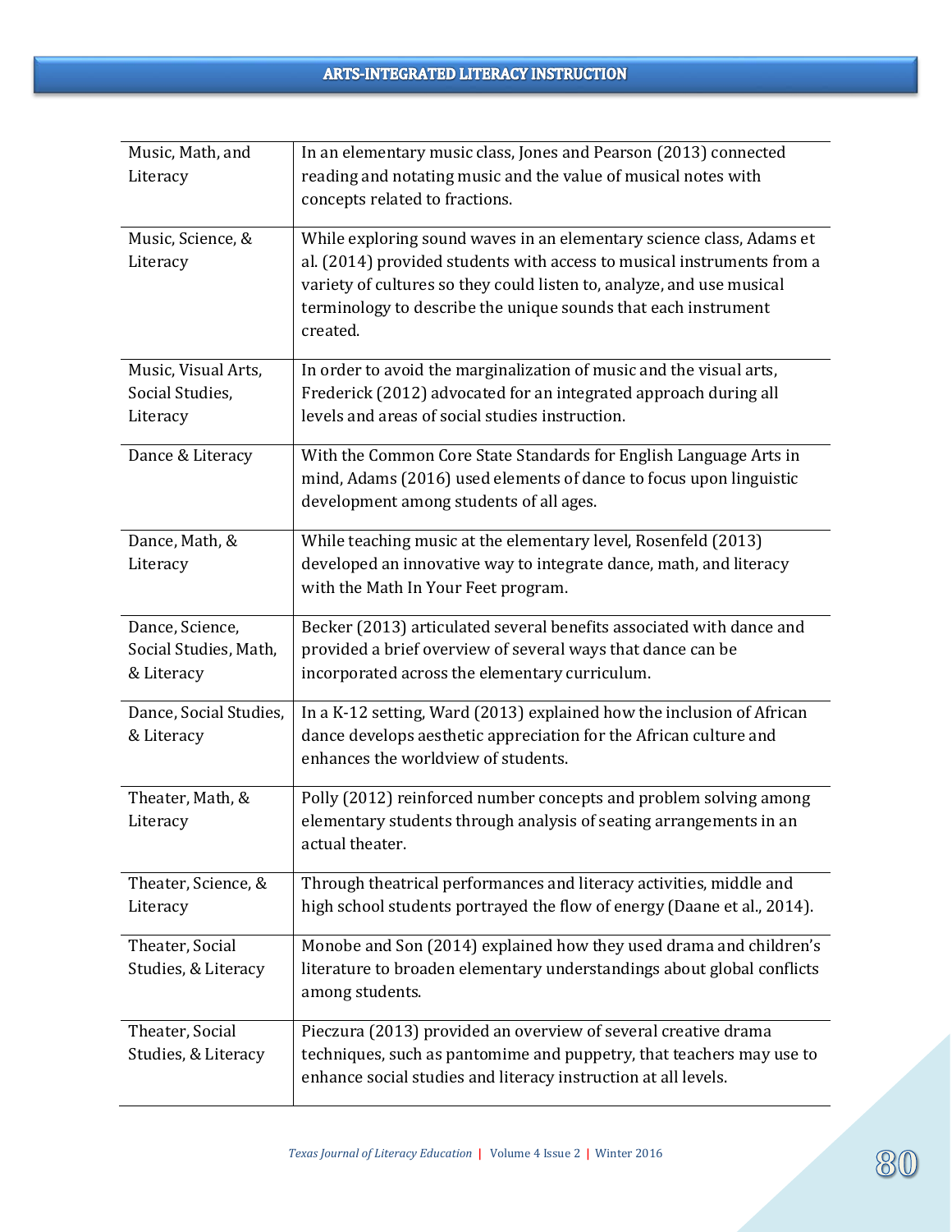| | |
|---|---|
| Music, Math, and Literacy | In an elementary music class, Jones and Pearson (2013) connected reading and notating music and the value of musical notes with concepts related to fractions. |
| Music, Science, & Literacy | While exploring sound waves in an elementary science class, Adams et al. (2014) provided students with access to musical instruments from a variety of cultures so they could listen to, analyze, and use musical terminology to describe the unique sounds that each instrument created. |
| Music, Visual Arts, Social Studies, Literacy | In order to avoid the marginalization of music and the visual arts, Frederick (2012) advocated for an integrated approach during all levels and areas of social studies instruction. |
| Dance & Literacy | With the Common Core State Standards for English Language Arts in mind, Adams (2016) used elements of dance to focus upon linguistic development among students of all ages. |
| Dance, Math, & Literacy | While teaching music at the elementary level, Rosenfeld (2013) developed an innovative way to integrate dance, math, and literacy with the Math In Your Feet program. |
| Dance, Science, Social Studies, Math, & Literacy | Becker (2013) articulated several benefits associated with dance and provided a brief overview of several ways that dance can be incorporated across the elementary curriculum. |
| Dance, Social Studies, & Literacy | In a K-12 setting, Ward (2013) explained how the inclusion of African dance develops aesthetic appreciation for the African culture and enhances the worldview of students. |
| Theater, Math, & Literacy | Polly (2012) reinforced number concepts and problem solving among elementary students through analysis of seating arrangements in an actual theater. |
| Theater, Science, & Literacy | Through theatrical performances and literacy activities, middle and high school students portrayed the flow of energy (Daane et al., 2014). |
| Theater, Social Studies, & Literacy | Monobe and Son (2014) explained how they used drama and children's literature to broaden elementary understandings about global conflicts among students. |
| Theater, Social Studies, & Literacy | Pieczura (2013) provided an overview of several creative drama techniques, such as pantomime and puppetry, that teachers may use to enhance social studies and literacy instruction at all levels. |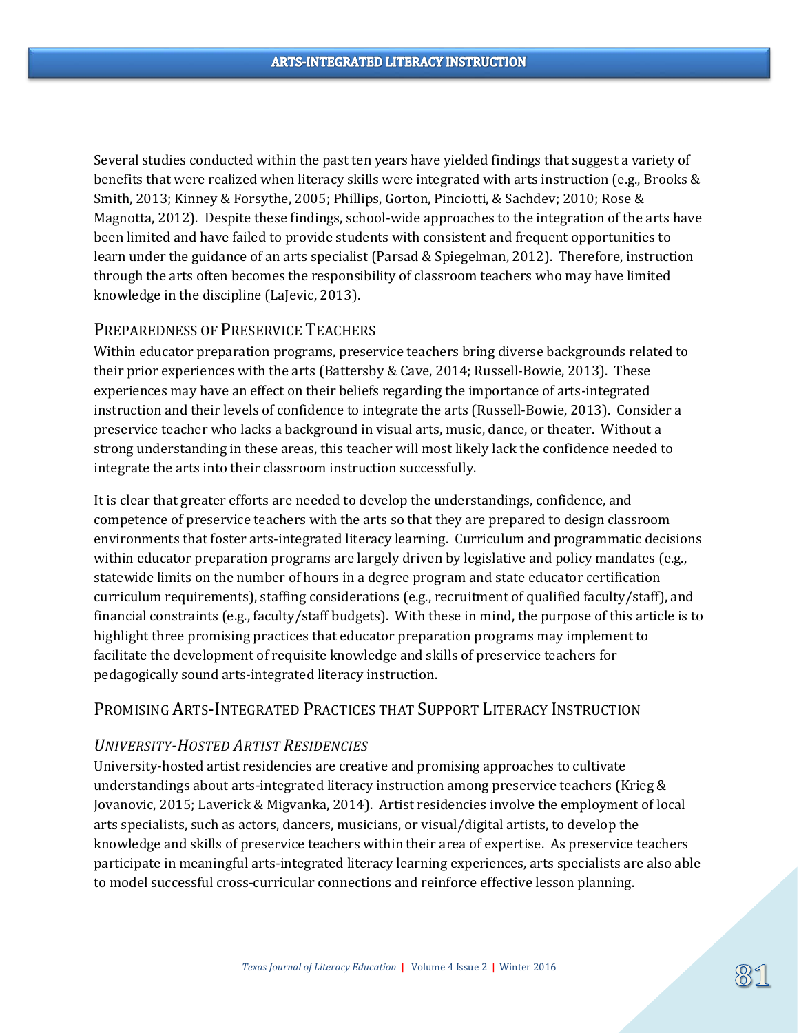Several studies conducted within the past ten years have yielded findings that suggest a variety of benefits that were realized when literacy skills were integrated with arts instruction (e.g., Brooks & Smith, 2013; Kinney & Forsythe, 2005; Phillips, Gorton, Pinciotti, & Sachdev; 2010; Rose & Magnotta, 2012). Despite these findings, school-wide approaches to the integration of the arts have been limited and have failed to provide students with consistent and frequent opportunities to learn under the guidance of an arts specialist (Parsad & Spiegelman, 2012). Therefore, instruction through the arts often becomes the responsibility of classroom teachers who may have limited knowledge in the discipline (LaJevic, 2013).

## Preparedness of Preservice Teachers

Within educator preparation programs, preservice teachers bring diverse backgrounds related to their prior experiences with the arts (Battersby & Cave, 2014; Russell-Bowie, 2013). These experiences may have an effect on their beliefs regarding the importance of arts-integrated instruction and their levels of confidence to integrate the arts (Russell-Bowie, 2013). Consider a preservice teacher who lacks a background in visual arts, music, dance, or theater. Without a strong understanding in these areas, this teacher will most likely lack the confidence needed to integrate the arts into their classroom instruction successfully.

It is clear that greater efforts are needed to develop the understandings, confidence, and competence of preservice teachers with the arts so that they are prepared to design classroom environments that foster arts-integrated literacy learning. Curriculum and programmatic decisions within educator preparation programs are largely driven by legislative and policy mandates (e.g., statewide limits on the number of hours in a degree program and state educator certification curriculum requirements), staffing considerations (e.g., recruitment of qualified faculty/staff), and financial constraints (e.g., faculty/staff budgets). With these in mind, the purpose of this article is to highlight three promising practices that educator preparation programs may implement to facilitate the development of requisite knowledge and skills of preservice teachers for pedagogically sound arts-integrated literacy instruction.

## Promising Arts-Integrated Practices that Support Literacy Instruction

### *University-Hosted Artist Residencies*

University-hosted artist residencies are creative and promising approaches to cultivate understandings about arts-integrated literacy instruction among preservice teachers (Krieg & Jovanovic, 2015; Laverick & Migvanka, 2014). Artist residencies involve the employment of local arts specialists, such as actors, dancers, musicians, or visual/digital artists, to develop the knowledge and skills of preservice teachers within their area of expertise. As preservice teachers participate in meaningful arts-integrated literacy learning experiences, arts specialists are also able to model successful cross-curricular connections and reinforce effective lesson planning.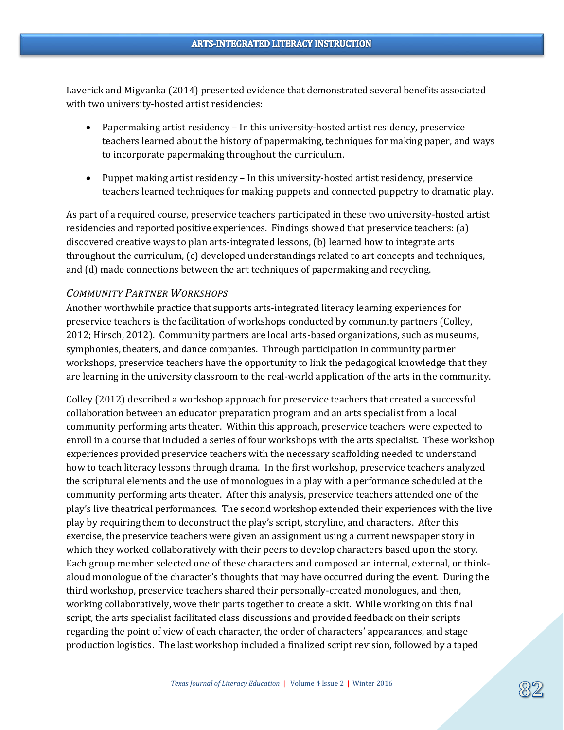Laverick and Migvanka (2014) presented evidence that demonstrated several benefits associated with two university-hosted artist residencies:

- Papermaking artist residency – In this university-hosted artist residency, preservice teachers learned about the history of papermaking, techniques for making paper, and ways to incorporate papermaking throughout the curriculum.
- Puppet making artist residency – In this university-hosted artist residency, preservice teachers learned techniques for making puppets and connected puppetry to dramatic play.

As part of a required course, preservice teachers participated in these two university-hosted artist residencies and reported positive experiences. Findings showed that preservice teachers: (a) discovered creative ways to plan arts-integrated lessons, (b) learned how to integrate arts throughout the curriculum, (c) developed understandings related to art concepts and techniques, and (d) made connections between the art techniques of papermaking and recycling.

### *Community Partner Workshops*

Another worthwhile practice that supports arts-integrated literacy learning experiences for preservice teachers is the facilitation of workshops conducted by community partners (Colley, 2012; Hirsch, 2012). Community partners are local arts-based organizations, such as museums, symphonies, theaters, and dance companies. Through participation in community partner workshops, preservice teachers have the opportunity to link the pedagogical knowledge that they are learning in the university classroom to the real-world application of the arts in the community.

Colley (2012) described a workshop approach for preservice teachers that created a successful collaboration between an educator preparation program and an arts specialist from a local community performing arts theater. Within this approach, preservice teachers were expected to enroll in a course that included a series of four workshops with the arts specialist. These workshop experiences provided preservice teachers with the necessary scaffolding needed to understand how to teach literacy lessons through drama. In the first workshop, preservice teachers analyzed the scriptural elements and the use of monologues in a play with a performance scheduled at the community performing arts theater. After this analysis, preservice teachers attended one of the play's live theatrical performances. The second workshop extended their experiences with the live play by requiring them to deconstruct the play's script, storyline, and characters. After this exercise, the preservice teachers were given an assignment using a current newspaper story in which they worked collaboratively with their peers to develop characters based upon the story. Each group member selected one of these characters and composed an internal, external, or think-aloud monologue of the character's thoughts that may have occurred during the event. During the third workshop, preservice teachers shared their personally-created monologues, and then, working collaboratively, wove their parts together to create a skit. While working on this final script, the arts specialist facilitated class discussions and provided feedback on their scripts regarding the point of view of each character, the order of characters' appearances, and stage production logistics. The last workshop included a finalized script revision, followed by a taped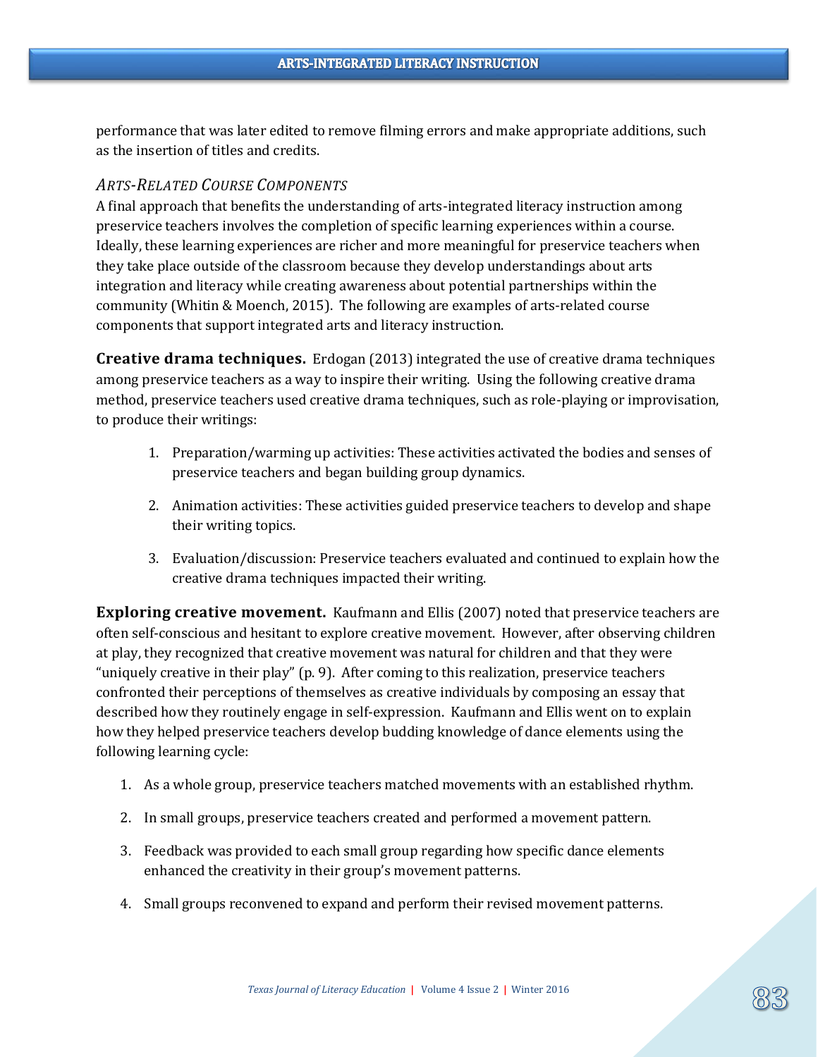performance that was later edited to remove filming errors and make appropriate additions, such as the insertion of titles and credits.

### *Arts-Related Course Components*

A final approach that benefits the understanding of arts-integrated literacy instruction among preservice teachers involves the completion of specific learning experiences within a course. Ideally, these learning experiences are richer and more meaningful for preservice teachers when they take place outside of the classroom because they develop understandings about arts integration and literacy while creating awareness about potential partnerships within the community (Whitin & Moench, 2015). The following are examples of arts-related course components that support integrated arts and literacy instruction.

**Creative drama techniques.** Erdogan (2013) integrated the use of creative drama techniques among preservice teachers as a way to inspire their writing. Using the following creative drama method, preservice teachers used creative drama techniques, such as role-playing or improvisation, to produce their writings:

1. Preparation/warming up activities: These activities activated the bodies and senses of preservice teachers and began building group dynamics.
2. Animation activities: These activities guided preservice teachers to develop and shape their writing topics.
3. Evaluation/discussion: Preservice teachers evaluated and continued to explain how the creative drama techniques impacted their writing.

**Exploring creative movement.** Kaufmann and Ellis (2007) noted that preservice teachers are often self-conscious and hesitant to explore creative movement. However, after observing children at play, they recognized that creative movement was natural for children and that they were "uniquely creative in their play" (p. 9). After coming to this realization, preservice teachers confronted their perceptions of themselves as creative individuals by composing an essay that described how they routinely engage in self-expression. Kaufmann and Ellis went on to explain how they helped preservice teachers develop budding knowledge of dance elements using the following learning cycle:

1. As a whole group, preservice teachers matched movements with an established rhythm.
2. In small groups, preservice teachers created and performed a movement pattern.
3. Feedback was provided to each small group regarding how specific dance elements enhanced the creativity in their group's movement patterns.
4. Small groups reconvened to expand and perform their revised movement patterns.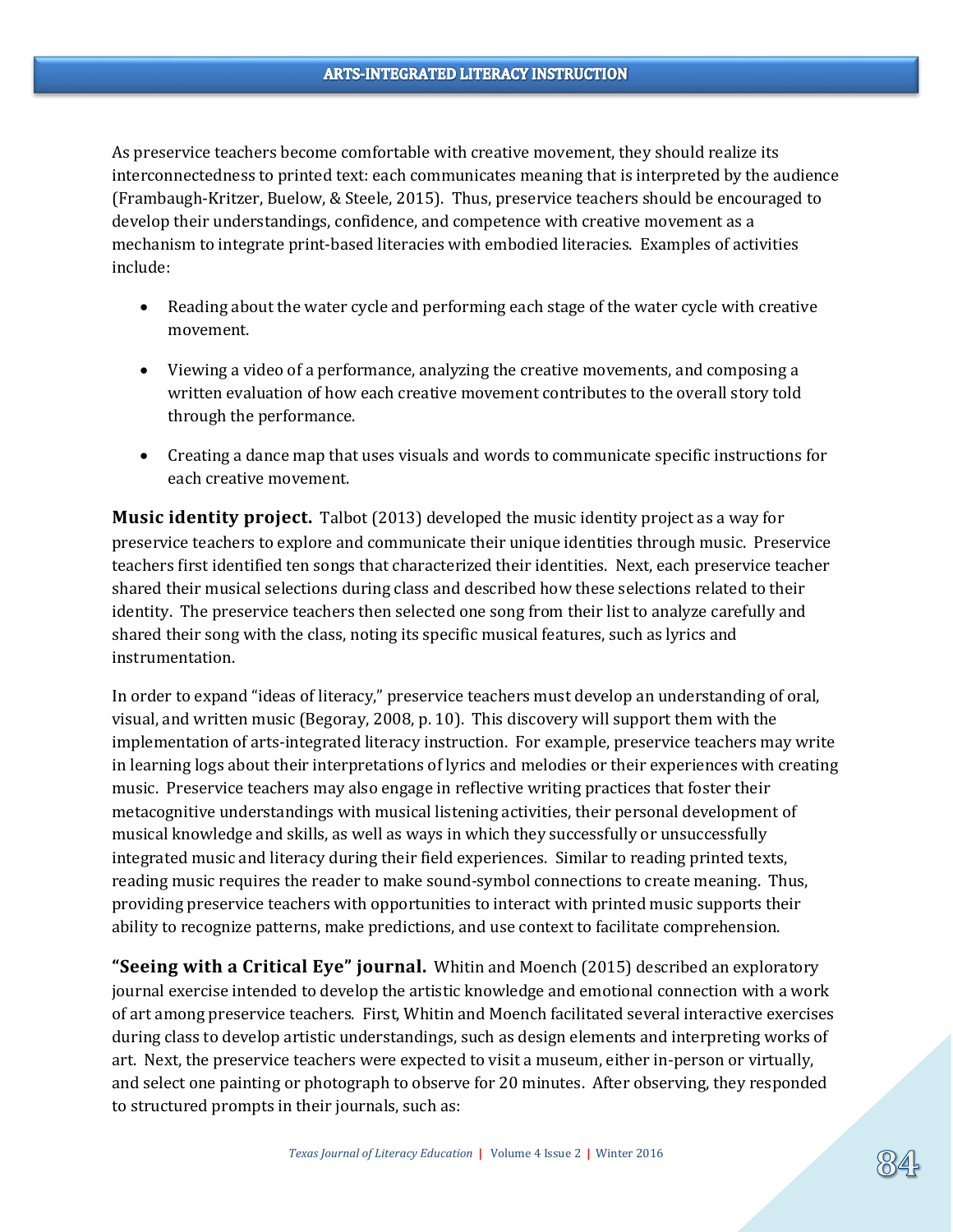As preservice teachers become comfortable with creative movement, they should realize its interconnectedness to printed text: each communicates meaning that is interpreted by the audience (Frambaugh-Kritzer, Buelow, & Steele, 2015). Thus, preservice teachers should be encouraged to develop their understandings, confidence, and competence with creative movement as a mechanism to integrate print-based literacies with embodied literacies. Examples of activities include:

- Reading about the water cycle and performing each stage of the water cycle with creative movement.
- Viewing a video of a performance, analyzing the creative movements, and composing a written evaluation of how each creative movement contributes to the overall story told through the performance.
- Creating a dance map that uses visuals and words to communicate specific instructions for each creative movement.

**Music identity project.** Talbot (2013) developed the music identity project as a way for preservice teachers to explore and communicate their unique identities through music. Preservice teachers first identified ten songs that characterized their identities. Next, each preservice teacher shared their musical selections during class and described how these selections related to their identity. The preservice teachers then selected one song from their list to analyze carefully and shared their song with the class, noting its specific musical features, such as lyrics and instrumentation.

In order to expand "ideas of literacy," preservice teachers must develop an understanding of oral, visual, and written music (Begoray, 2008, p. 10). This discovery will support them with the implementation of arts-integrated literacy instruction. For example, preservice teachers may write in learning logs about their interpretations of lyrics and melodies or their experiences with creating music. Preservice teachers may also engage in reflective writing practices that foster their metacognitive understandings with musical listening activities, their personal development of musical knowledge and skills, as well as ways in which they successfully or unsuccessfully integrated music and literacy during their field experiences. Similar to reading printed texts, reading music requires the reader to make sound-symbol connections to create meaning. Thus, providing preservice teachers with opportunities to interact with printed music supports their ability to recognize patterns, make predictions, and use context to facilitate comprehension.

**"Seeing with a Critical Eye" journal.** Whitin and Moench (2015) described an exploratory journal exercise intended to develop the artistic knowledge and emotional connection with a work of art among preservice teachers. First, Whitin and Moench facilitated several interactive exercises during class to develop artistic understandings, such as design elements and interpreting works of art. Next, the preservice teachers were expected to visit a museum, either in-person or virtually, and select one painting or photograph to observe for 20 minutes. After observing, they responded to structured prompts in their journals, such as: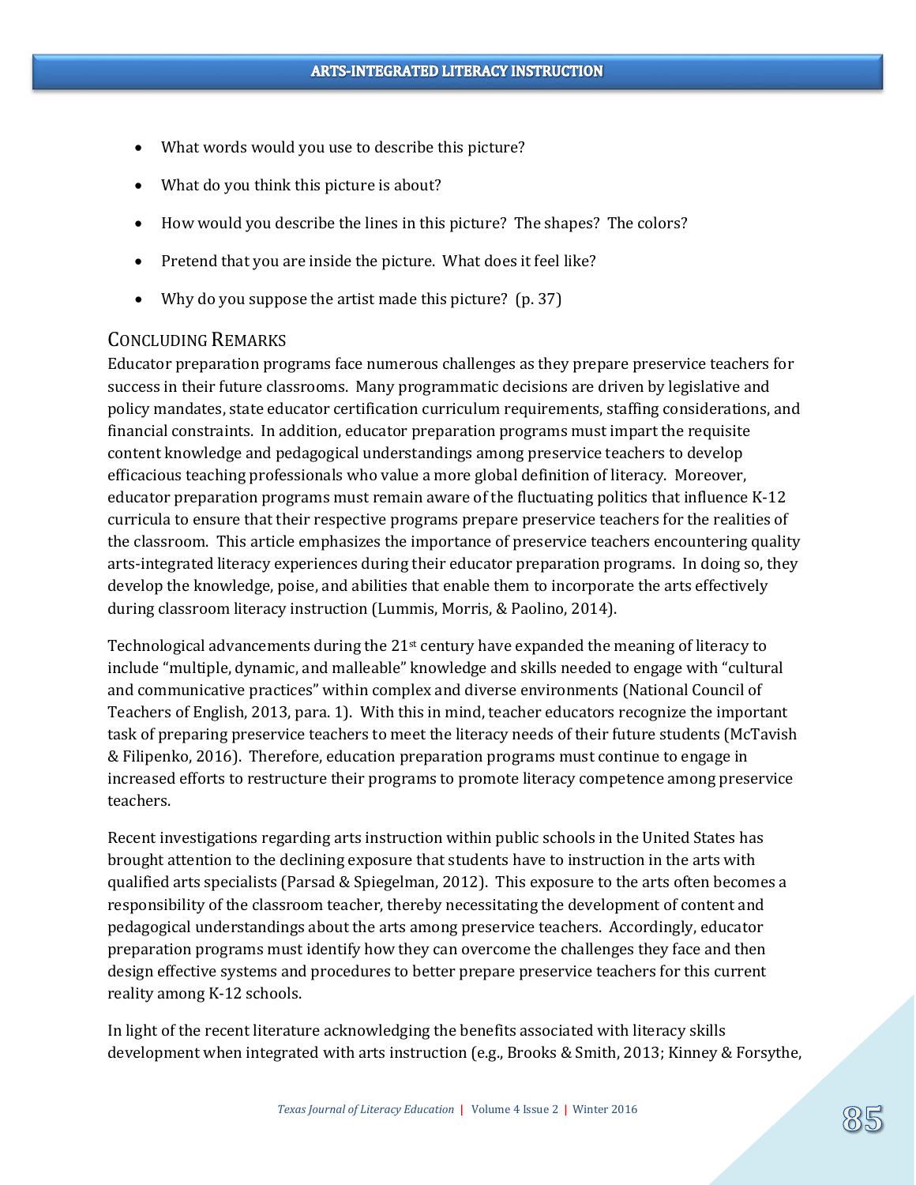- What words would you use to describe this picture?
- What do you think this picture is about?
- How would you describe the lines in this picture? The shapes? The colors?
- Pretend that you are inside the picture. What does it feel like?
- Why do you suppose the artist made this picture? (p. 37)

## Concluding Remarks

Educator preparation programs face numerous challenges as they prepare preservice teachers for success in their future classrooms. Many programmatic decisions are driven by legislative and policy mandates, state educator certification curriculum requirements, staffing considerations, and financial constraints. In addition, educator preparation programs must impart the requisite content knowledge and pedagogical understandings among preservice teachers to develop efficacious teaching professionals who value a more global definition of literacy. Moreover, educator preparation programs must remain aware of the fluctuating politics that influence K-12 curricula to ensure that their respective programs prepare preservice teachers for the realities of the classroom. This article emphasizes the importance of preservice teachers encountering quality arts-integrated literacy experiences during their educator preparation programs. In doing so, they develop the knowledge, poise, and abilities that enable them to incorporate the arts effectively during classroom literacy instruction (Lummis, Morris, & Paolino, 2014).

Technological advancements during the 21st century have expanded the meaning of literacy to include "multiple, dynamic, and malleable" knowledge and skills needed to engage with "cultural and communicative practices" within complex and diverse environments (National Council of Teachers of English, 2013, para. 1). With this in mind, teacher educators recognize the important task of preparing preservice teachers to meet the literacy needs of their future students (McTavish & Filipenko, 2016). Therefore, education preparation programs must continue to engage in increased efforts to restructure their programs to promote literacy competence among preservice teachers.

Recent investigations regarding arts instruction within public schools in the United States has brought attention to the declining exposure that students have to instruction in the arts with qualified arts specialists (Parsad & Spiegelman, 2012). This exposure to the arts often becomes a responsibility of the classroom teacher, thereby necessitating the development of content and pedagogical understandings about the arts among preservice teachers. Accordingly, educator preparation programs must identify how they can overcome the challenges they face and then design effective systems and procedures to better prepare preservice teachers for this current reality among K-12 schools.

In light of the recent literature acknowledging the benefits associated with literacy skills development when integrated with arts instruction (e.g., Brooks & Smith, 2013; Kinney & Forsythe,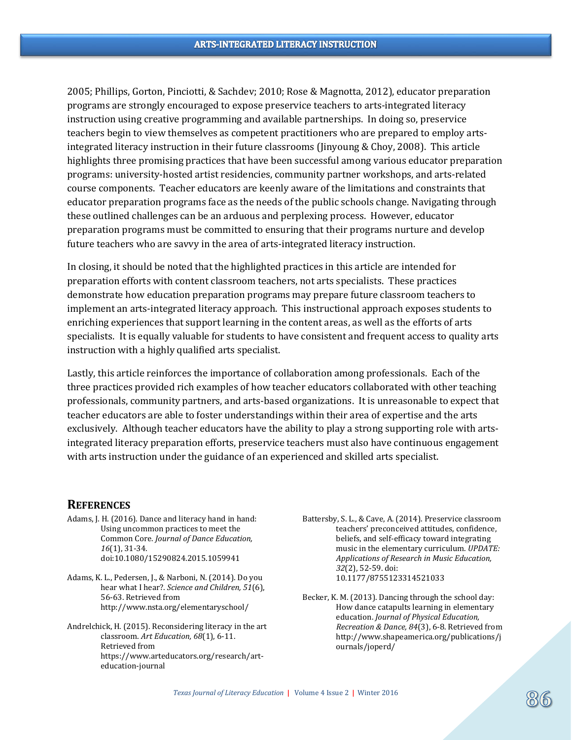2005; Phillips, Gorton, Pinciotti, & Sachdev; 2010; Rose & Magnotta, 2012), educator preparation programs are strongly encouraged to expose preservice teachers to arts-integrated literacy instruction using creative programming and available partnerships. In doing so, preservice teachers begin to view themselves as competent practitioners who are prepared to employ arts-integrated literacy instruction in their future classrooms (Jinyoung & Choy, 2008). This article highlights three promising practices that have been successful among various educator preparation programs: university-hosted artist residencies, community partner workshops, and arts-related course components. Teacher educators are keenly aware of the limitations and constraints that educator preparation programs face as the needs of the public schools change. Navigating through these outlined challenges can be an arduous and perplexing process. However, educator preparation programs must be committed to ensuring that their programs nurture and develop future teachers who are savvy in the area of arts-integrated literacy instruction.

In closing, it should be noted that the highlighted practices in this article are intended for preparation efforts with content classroom teachers, not arts specialists. These practices demonstrate how education preparation programs may prepare future classroom teachers to implement an arts-integrated literacy approach. This instructional approach exposes students to enriching experiences that support learning in the content areas, as well as the efforts of arts specialists. It is equally valuable for students to have consistent and frequent access to quality arts instruction with a highly qualified arts specialist.

Lastly, this article reinforces the importance of collaboration among professionals. Each of the three practices provided rich examples of how teacher educators collaborated with other teaching professionals, community partners, and arts-based organizations. It is unreasonable to expect that teacher educators are able to foster understandings within their area of expertise and the arts exclusively. Although teacher educators have the ability to play a strong supporting role with arts-integrated literacy preparation efforts, preservice teachers must also have continuous engagement with arts instruction under the guidance of an experienced and skilled arts specialist.

## REFERENCES

Adams, J. H. (2016). Dance and literacy hand in hand: Using uncommon practices to meet the Common Core. *Journal of Dance Education, 16*(1), 31-34. doi:10.1080/15290824.2015.1059941

Adams, K. L., Pedersen, J., & Narboni, N. (2014). Do you hear what I hear?. *Science and Children, 51*(6), 56-63. Retrieved from http://www.nsta.org/elementaryschool/

Andrelchick, H. (2015). Reconsidering literacy in the art classroom. *Art Education, 68*(1), 6-11. Retrieved from https://www.arteducators.org/research/art-education-journal

Battersby, S. L., & Cave, A. (2014). Preservice classroom teachers' preconceived attitudes, confidence, beliefs, and self-efficacy toward integrating music in the elementary curriculum. *UPDATE: Applications of Research in Music Education, 32*(2), 52-59. doi: 10.1177/8755123314521033

Becker, K. M. (2013). Dancing through the school day: How dance catapults learning in elementary education. *Journal of Physical Education, Recreation & Dance, 84*(3), 6-8. Retrieved from http://www.shapeamerica.org/publications/journals/joperd/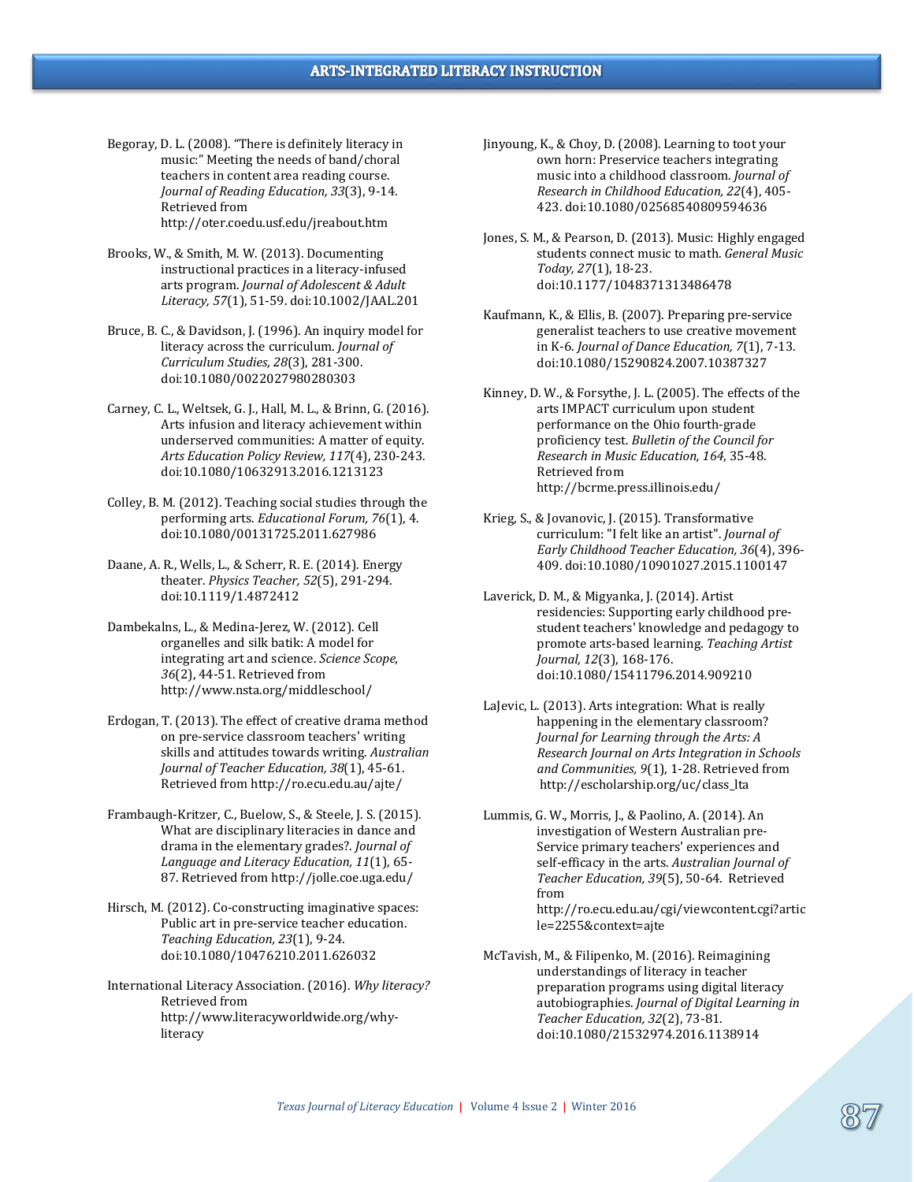Begoray, D. L. (2008). “There is definitely literacy in music:” Meeting the needs of band/choral teachers in content area reading course. *Journal of Reading Education, 33*(3), 9-14. Retrieved from http://oter.coedu.usf.edu/jreabout.htm

Brooks, W., & Smith, M. W. (2013). Documenting instructional practices in a literacy-infused arts program. *Journal of Adolescent & Adult Literacy, 57*(1), 51-59. doi:10.1002/JAAL.201

Bruce, B. C., & Davidson, J. (1996). An inquiry model for literacy across the curriculum. *Journal of Curriculum Studies, 28*(3), 281-300. doi:10.1080/0022027980280303

Carney, C. L., Weltsek, G. J., Hall, M. L., & Brinn, G. (2016). Arts infusion and literacy achievement within underserved communities: A matter of equity. *Arts Education Policy Review, 117*(4), 230-243. doi:10.1080/10632913.2016.1213123

Colley, B. M. (2012). Teaching social studies through the performing arts. *Educational Forum, 76*(1), 4. doi:10.1080/00131725.2011.627986

Daane, A. R., Wells, L., & Scherr, R. E. (2014). Energy theater. *Physics Teacher, 52*(5), 291-294. doi:10.1119/1.4872412

Dambekalns, L., & Medina-Jerez, W. (2012). Cell organelles and silk batik: A model for integrating art and science. *Science Scope, 36*(2), 44-51. Retrieved from http://www.nsta.org/middleschool/

Erdogan, T. (2013). The effect of creative drama method on pre-service classroom teachers' writing skills and attitudes towards writing. *Australian Journal of Teacher Education, 38*(1), 45-61. Retrieved from http://ro.ecu.edu.au/ajte/

Frambaugh-Kritzer, C., Buelow, S., & Steele, J. S. (2015). What are disciplinary literacies in dance and drama in the elementary grades?. *Journal of Language and Literacy Education, 11*(1), 65-87. Retrieved from http://jolle.coe.uga.edu/

Hirsch, M. (2012). Co-constructing imaginative spaces: Public art in pre-service teacher education. *Teaching Education, 23*(1), 9-24. doi:10.1080/10476210.2011.626032

International Literacy Association. (2016). *Why literacy?* Retrieved from http://www.literacyworldwide.org/why-literacy

Jinyoung, K., & Choy, D. (2008). Learning to toot your own horn: Preservice teachers integrating music into a childhood classroom. *Journal of Research in Childhood Education, 22*(4), 405-423. doi:10.1080/02568540809594636

Jones, S. M., & Pearson, D. (2013). Music: Highly engaged students connect music to math. *General Music Today, 27*(1), 18-23. doi:10.1177/1048371313486478

Kaufmann, K., & Ellis, B. (2007). Preparing pre-service generalist teachers to use creative movement in K-6. *Journal of Dance Education, 7*(1), 7-13. doi:10.1080/15290824.2007.10387327

Kinney, D. W., & Forsythe, J. L. (2005). The effects of the arts IMPACT curriculum upon student performance on the Ohio fourth-grade proficiency test. *Bulletin of the Council for Research in Music Education, 164*, 35-48. Retrieved from http://bcrme.press.illinois.edu/

Krieg, S., & Jovanovic, J. (2015). Transformative curriculum: "I felt like an artist". *Journal of Early Childhood Teacher Education, 36*(4), 396-409. doi:10.1080/10901027.2015.1100147

Laverick, D. M., & Migyanka, J. (2014). Artist residencies: Supporting early childhood pre-student teachers' knowledge and pedagogy to promote arts-based learning. *Teaching Artist Journal, 12*(3), 168-176. doi:10.1080/15411796.2014.909210

LaJevic, L. (2013). Arts integration: What is really happening in the elementary classroom? *Journal for Learning through the Arts: A Research Journal on Arts Integration in Schools and Communities, 9*(1), 1-28. Retrieved from http://escholarship.org/uc/class_lta

Lummis, G. W., Morris, J., & Paolino, A. (2014). An investigation of Western Australian pre-Service primary teachers' experiences and self-efficacy in the arts. *Australian Journal of Teacher Education, 39*(5), 50-64. Retrieved from http://ro.ecu.edu.au/cgi/viewcontent.cgi?article=2255&context=ajte

McTavish, M., & Filipenko, M. (2016). Reimagining understandings of literacy in teacher preparation programs using digital literacy autobiographies. *Journal of Digital Learning in Teacher Education, 32*(2), 73-81. doi:10.1080/21532974.2016.1138914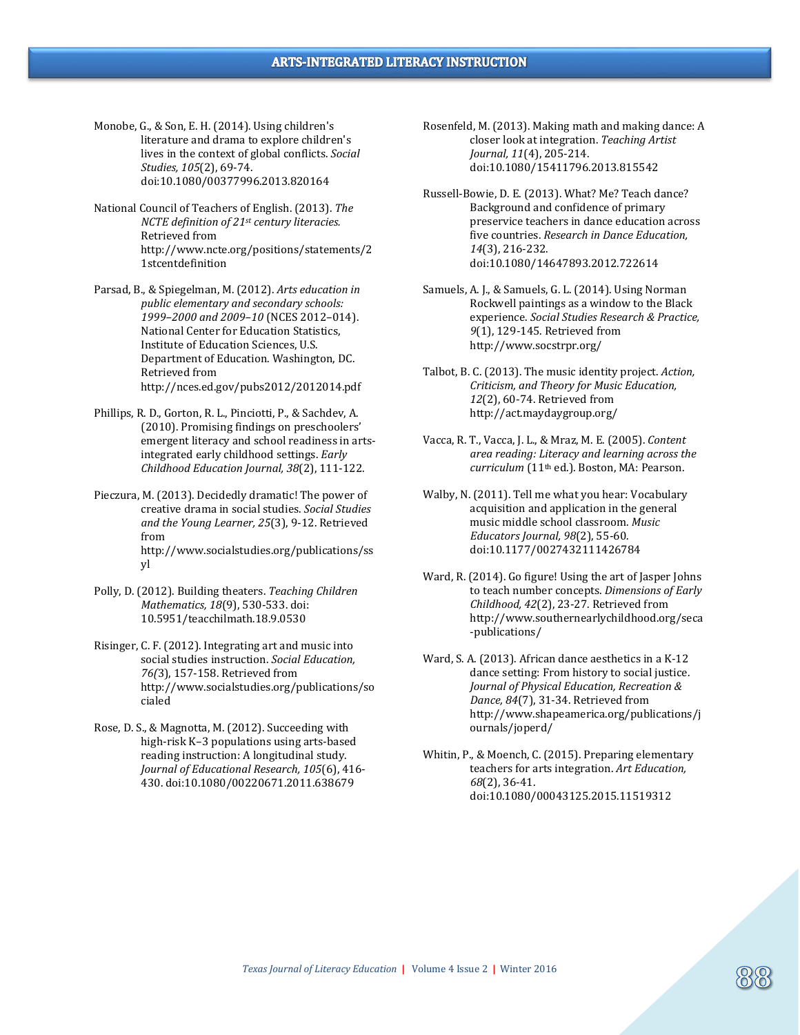Monobe, G., & Son, E. H. (2014). Using children's literature and drama to explore children's lives in the context of global conflicts. *Social Studies, 105*(2), 69-74. doi:10.1080/00377996.2013.820164

National Council of Teachers of English. (2013). *The NCTE definition of 21st century literacies.* Retrieved from http://www.ncte.org/positions/statements/21stcentdefinition

Parsad, B., & Spiegelman, M. (2012). *Arts education in public elementary and secondary schools: 1999–2000 and 2009–10* (NCES 2012–014). National Center for Education Statistics, Institute of Education Sciences, U.S. Department of Education. Washington, DC. Retrieved from http://nces.ed.gov/pubs2012/2012014.pdf

Phillips, R. D., Gorton, R. L., Pinciotti, P., & Sachdev, A. (2010). Promising findings on preschoolers' emergent literacy and school readiness in arts-integrated early childhood settings. *Early Childhood Education Journal, 38*(2), 111-122.

Pieczura, M. (2013). Decidedly dramatic! The power of creative drama in social studies. *Social Studies and the Young Learner, 25*(3), 9-12. Retrieved from http://www.socialstudies.org/publications/ssyl

Polly, D. (2012). Building theaters. *Teaching Children Mathematics, 18*(9), 530-533. doi: 10.5951/teacchilmath.18.9.0530

Risinger, C. F. (2012). Integrating art and music into social studies instruction. *Social Education, 76(*3), 157-158. Retrieved from http://www.socialstudies.org/publications/socialed

Rose, D. S., & Magnotta, M. (2012). Succeeding with high-risk K–3 populations using arts-based reading instruction: A longitudinal study. *Journal of Educational Research, 105*(6), 416-430. doi:10.1080/00220671.2011.638679

Rosenfeld, M. (2013). Making math and making dance: A closer look at integration. *Teaching Artist Journal, 11*(4), 205-214. doi:10.1080/15411796.2013.815542

Russell-Bowie, D. E. (2013). What? Me? Teach dance? Background and confidence of primary preservice teachers in dance education across five countries. *Research in Dance Education, 14*(3), 216-232. doi:10.1080/14647893.2012.722614

Samuels, A. J., & Samuels, G. L. (2014). Using Norman Rockwell paintings as a window to the Black experience. *Social Studies Research & Practice, 9*(1), 129-145. Retrieved from http://www.socstrpr.org/

Talbot, B. C. (2013). The music identity project. *Action, Criticism, and Theory for Music Education, 12*(2), 60-74. Retrieved from http://act.maydaygroup.org/

Vacca, R. T., Vacca, J. L., & Mraz, M. E. (2005). *Content area reading: Literacy and learning across the curriculum* (11th ed.). Boston, MA: Pearson.

Walby, N. (2011). Tell me what you hear: Vocabulary acquisition and application in the general music middle school classroom. *Music Educators Journal, 98*(2), 55-60. doi:10.1177/0027432111426784

Ward, R. (2014). Go figure! Using the art of Jasper Johns to teach number concepts. *Dimensions of Early Childhood, 42*(2), 23-27. Retrieved from http://www.southernearlychildhood.org/seca-publications/

Ward, S. A. (2013). African dance aesthetics in a K-12 dance setting: From history to social justice. *Journal of Physical Education, Recreation & Dance, 84*(7), 31-34. Retrieved from http://www.shapeamerica.org/publications/journals/joperd/

Whitin, P., & Moench, C. (2015). Preparing elementary teachers for arts integration. *Art Education, 68*(2), 36-41. doi:10.1080/00043125.2015.11519312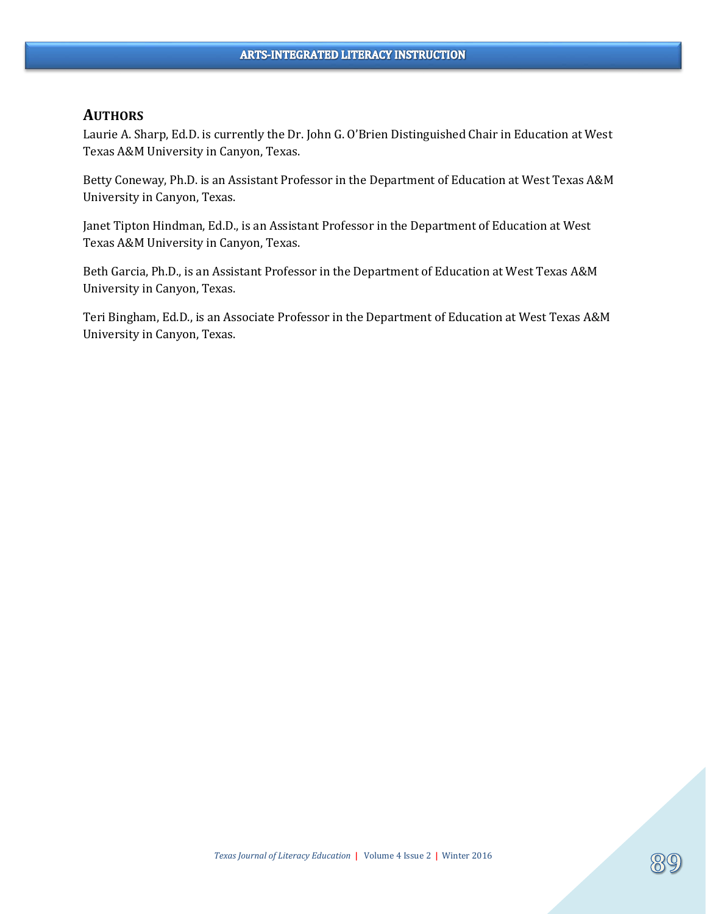## Authors

Laurie A. Sharp, Ed.D. is currently the Dr. John G. O'Brien Distinguished Chair in Education at West Texas A&M University in Canyon, Texas.

Betty Coneway, Ph.D. is an Assistant Professor in the Department of Education at West Texas A&M University in Canyon, Texas.

Janet Tipton Hindman, Ed.D., is an Assistant Professor in the Department of Education at West Texas A&M University in Canyon, Texas.

Beth Garcia, Ph.D., is an Assistant Professor in the Department of Education at West Texas A&M University in Canyon, Texas.

Teri Bingham, Ed.D., is an Associate Professor in the Department of Education at West Texas A&M University in Canyon, Texas.